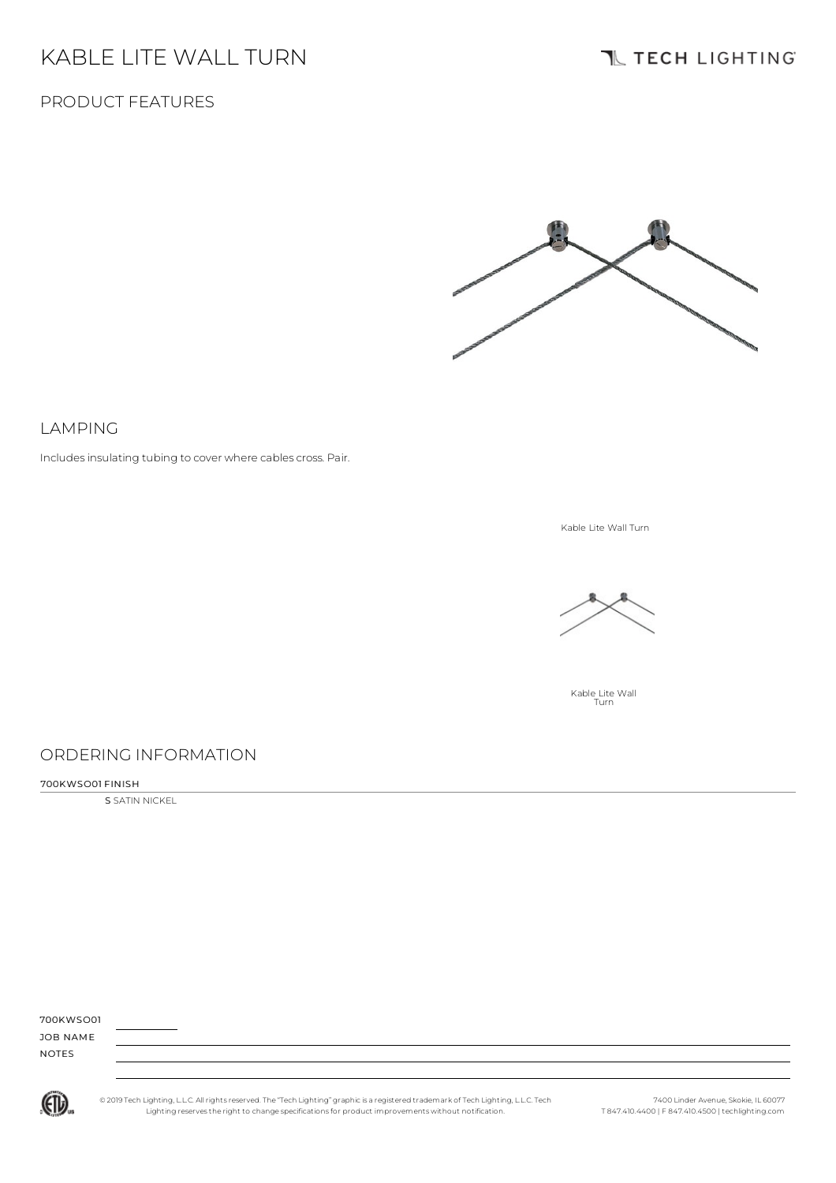# KABLE LITE WALL TURN

TECH LIGHTING

## PRODUCT FEATURES

## LAMPING

Includes insulating tubing to cover where cables cross. Pair.

Kable Lite Wall Turn

Kable Lite Wall Turn

## ORDERING INFORMATION

700KWSO01 FINISH

**S** SATIN NICKEL

700KWSO01

JOB NAME

NOTES

© 2019 Tech Lighting, L.L.C. All rights reserved. The "Tech Lighting" graphic is a registered trademark of Tech Lighting, L.L.C. Tech Lighting reserves the right to change specifications for product improvements without notification.

7400 Linder Avenue, Skokie, IL 60077
T 847.410.4400 | F 847.410.4500 | techlighting.com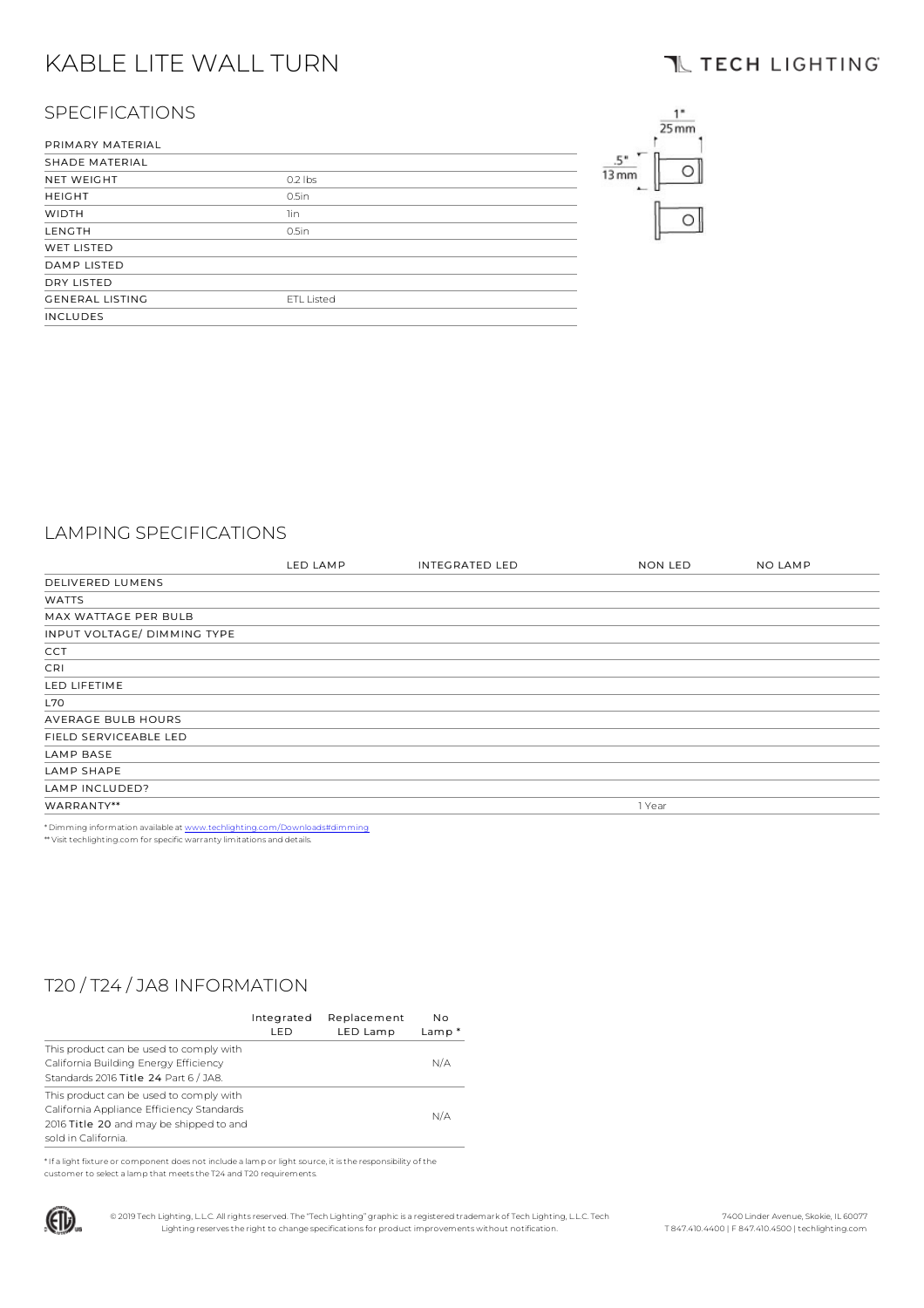# KABLE LITE WALL TURN

TECH LIGHTING

## SPECIFICATIONS

| | |
|---|---|
| PRIMARY MATERIAL | |
| SHADE MATERIAL | |
| NET WEIGHT | 0.2 lbs |
| HEIGHT | 0.5in |
| WIDTH | 1in |
| LENGTH | 0.5in |
| WET LISTED | |
| DAMP LISTED | |
| DRY LISTED | |
| GENERAL LISTING | ETL Listed |
| INCLUDES | |

1"
25 mm

.5"
13 mm

## LAMPING SPECIFICATIONS

| | LED LAMP | INTEGRATED LED | NON LED | NO LAMP |
|---|---|---|---|---|
| DELIVERED LUMENS | | | | |
| WATTS | | | | |
| MAX WATTAGE PER BULB | | | | |
| INPUT VOLTAGE/ DIMMING TYPE | | | | |
| CCT | | | | |
| CRI | | | | |
| LED LIFETIME | | | | |
| L70 | | | | |
| AVERAGE BULB HOURS | | | | |
| FIELD SERVICEABLE LED | | | | |
| LAMP BASE | | | | |
| LAMP SHAPE | | | | |
| LAMP INCLUDED? | | | | |
| WARRANTY** | | | 1 Year | |

* Dimming information available at www.techlighting.com/Downloads#dimming
** Visit techlighting.com for specific warranty limitations and details.

## T20 / T24 / JA8 INFORMATION

| | Integrated LED | Replacement LED Lamp | No Lamp * |
|---|---|---|---|
| This product can be used to comply with California Building Energy Efficiency Standards 2016 **Title 24** Part 6 / JA8. | | | N/A |
| This product can be used to comply with California Appliance Efficiency Standards 2016 **Title 20** and may be shipped to and sold in California. | | | N/A |

* If a light fixture or component does not include a lamp or light source, it is the responsibility of the customer to select a lamp that meets the T24 and T20 requirements.

© 2019 Tech Lighting, L.L.C. All rights reserved. The "Tech Lighting" graphic is a registered trademark of Tech Lighting, L.L.C. Tech Lighting reserves the right to change specifications for product improvements without notification.

7400 Linder Avenue, Skokie, IL 60077
T 847.410.4400 | F 847.410.4500 | techlighting.com